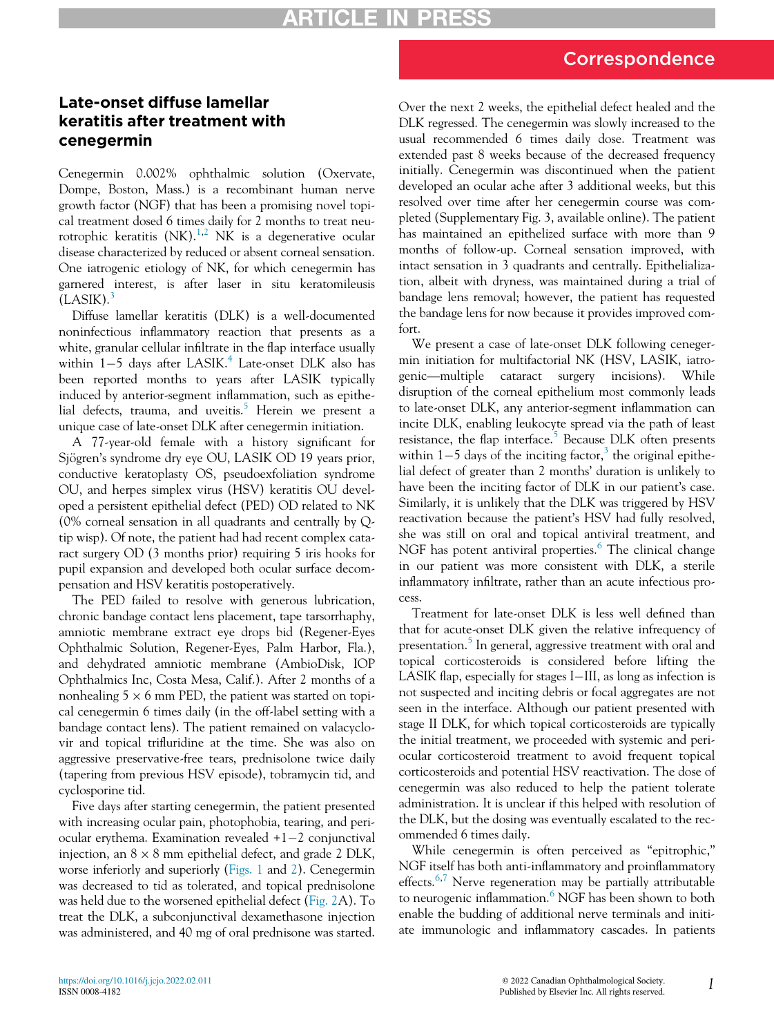Correspondence

# Late-onset diffuse lamellar keratitis after treatment with cenegermin

Cenegermin 0.002% ophthalmic solution (Oxervate, Dompe, Boston, Mass.) is a recombinant human nerve growth factor (NGF) that has been a promising novel topical treatment dosed 6 times daily for 2 months to treat neurotrophic keratitis (NK).[1,2] NK is a degenerative ocular disease characterized by reduced or absent corneal sensation. One iatrogenic etiology of NK, for which cenegermin has garnered interest, is after laser in situ keratomileusis (LASIK).[3]

Diffuse lamellar keratitis (DLK) is a well-documented noninfectious inflammatory reaction that presents as a white, granular cellular infiltrate in the flap interface usually within 1−5 days after LASIK.[4] Late-onset DLK also has been reported months to years after LASIK typically induced by anterior-segment inflammation, such as epithelial defects, trauma, and uveitis.[5] Herein we present a unique case of late-onset DLK after cenegermin initiation.

A 77-year-old female with a history significant for Sjögren's syndrome dry eye OU, LASIK OD 19 years prior, conductive keratoplasty OS, pseudoexfoliation syndrome OU, and herpes simplex virus (HSV) keratitis OU developed a persistent epithelial defect (PED) OD related to NK (0% corneal sensation in all quadrants and centrally by Q-tip wisp). Of note, the patient had had recent complex cataract surgery OD (3 months prior) requiring 5 iris hooks for pupil expansion and developed both ocular surface decompensation and HSV keratitis postoperatively.

The PED failed to resolve with generous lubrication, chronic bandage contact lens placement, tape tarsorrhaphy, amniotic membrane extract eye drops bid (Regener-Eyes Ophthalmic Solution, Regener-Eyes, Palm Harbor, Fla.), and dehydrated amniotic membrane (AmbioDisk, IOP Ophthalmics Inc, Costa Mesa, Calif.). After 2 months of a nonhealing 5 × 6 mm PED, the patient was started on topical cenegermin 6 times daily (in the off-label setting with a bandage contact lens). The patient remained on valacyclovir and topical trifluridine at the time. She was also on aggressive preservative-free tears, prednisolone twice daily (tapering from previous HSV episode), tobramycin tid, and cyclosporine tid.

Five days after starting cenegermin, the patient presented with increasing ocular pain, photophobia, tearing, and periocular erythema. Examination revealed +1−2 conjunctival injection, an 8 × 8 mm epithelial defect, and grade 2 DLK, worse inferiorly and superiorly (Figs. 1 and 2). Cenegermin was decreased to tid as tolerated, and topical prednisolone was held due to the worsened epithelial defect (Fig. 2A). To treat the DLK, a subconjunctival dexamethasone injection was administered, and 40 mg of oral prednisone was started. Over the next 2 weeks, the epithelial defect healed and the DLK regressed. The cenegermin was slowly increased to the usual recommended 6 times daily dose. Treatment was extended past 8 weeks because of the decreased frequency initially. Cenegermin was discontinued when the patient developed an ocular ache after 3 additional weeks, but this resolved over time after her cenegermin course was completed (Supplementary Fig. 3, available online). The patient has maintained an epithelized surface with more than 9 months of follow-up. Corneal sensation improved, with intact sensation in 3 quadrants and centrally. Epithelialization, albeit with dryness, was maintained during a trial of bandage lens removal; however, the patient has requested the bandage lens for now because it provides improved comfort.

We present a case of late-onset DLK following cenegermin initiation for multifactorial NK (HSV, LASIK, iatrogenic—multiple cataract surgery incisions). While disruption of the corneal epithelium most commonly leads to late-onset DLK, any anterior-segment inflammation can incite DLK, enabling leukocyte spread via the path of least resistance, the flap interface.[5] Because DLK often presents within 1−5 days of the inciting factor,[3] the original epithelial defect of greater than 2 months' duration is unlikely to have been the inciting factor of DLK in our patient's case. Similarly, it is unlikely that the DLK was triggered by HSV reactivation because the patient's HSV had fully resolved, she was still on oral and topical antiviral treatment, and NGF has potent antiviral properties.[6] The clinical change in our patient was more consistent with DLK, a sterile inflammatory infiltrate, rather than an acute infectious process.

Treatment for late-onset DLK is less well defined than that for acute-onset DLK given the relative infrequency of presentation.[5] In general, aggressive treatment with oral and topical corticosteroids is considered before lifting the LASIK flap, especially for stages I−III, as long as infection is not suspected and inciting debris or focal aggregates are not seen in the interface. Although our patient presented with stage II DLK, for which topical corticosteroids are typically the initial treatment, we proceeded with systemic and periocular corticosteroid treatment to avoid frequent topical corticosteroids and potential HSV reactivation. The dose of cenegermin was also reduced to help the patient tolerate administration. It is unclear if this helped with resolution of the DLK, but the dosing was eventually escalated to the recommended 6 times daily.

While cenegermin is often perceived as "epitrophic," NGF itself has both anti-inflammatory and proinflammatory effects.[6,7] Nerve regeneration may be partially attributable to neurogenic inflammation.[6] NGF has been shown to both enable the budding of additional nerve terminals and initiate immunologic and inflammatory cascades. In patients

https://doi.org/10.1016/j.jcjo.2022.02.011
ISSN 0008-4182

© 2022 Canadian Ophthalmological Society. Published by Elsevier Inc. All rights reserved.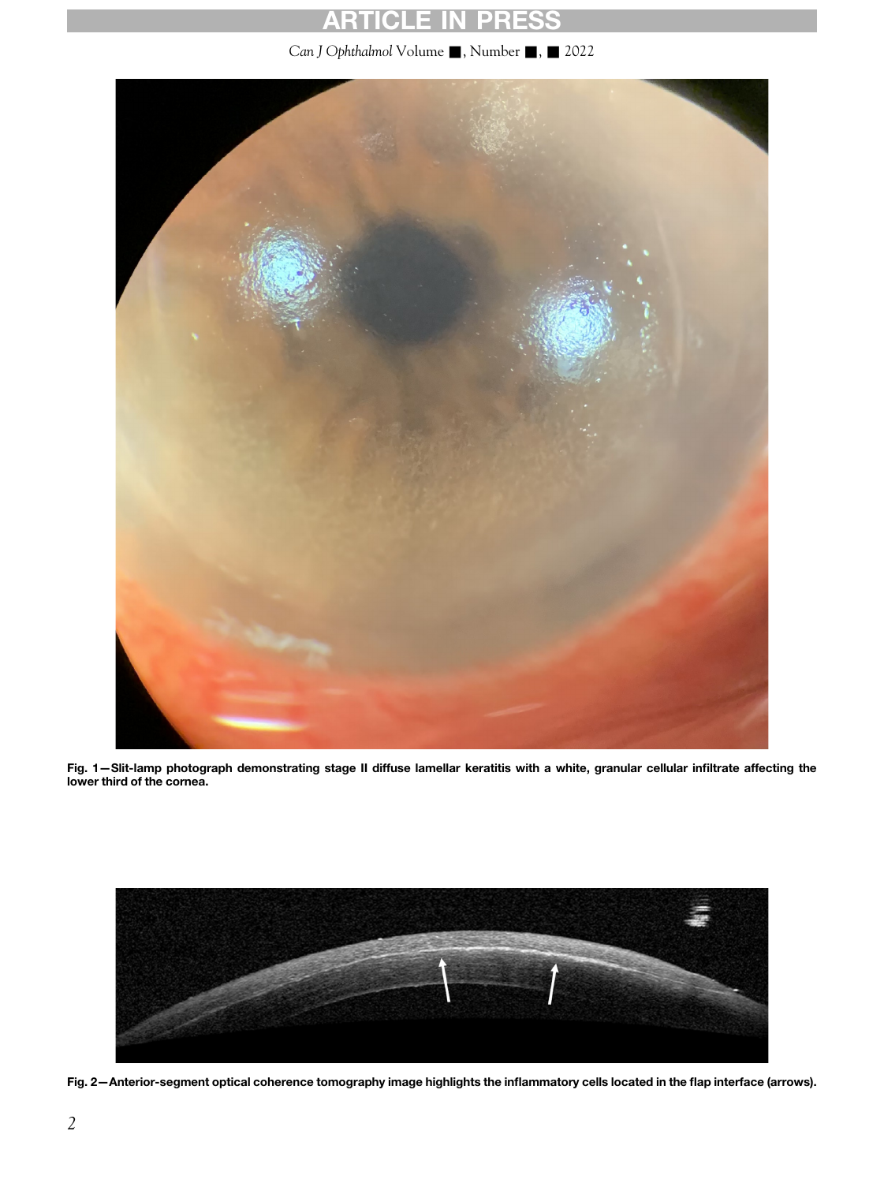**Fig. 1—Slit-lamp photograph demonstrating stage II diffuse lamellar keratitis with a white, granular cellular infiltrate affecting the lower third of the cornea.**

**Fig. 2—Anterior-segment optical coherence tomography image highlights the inflammatory cells located in the flap interface (arrows).**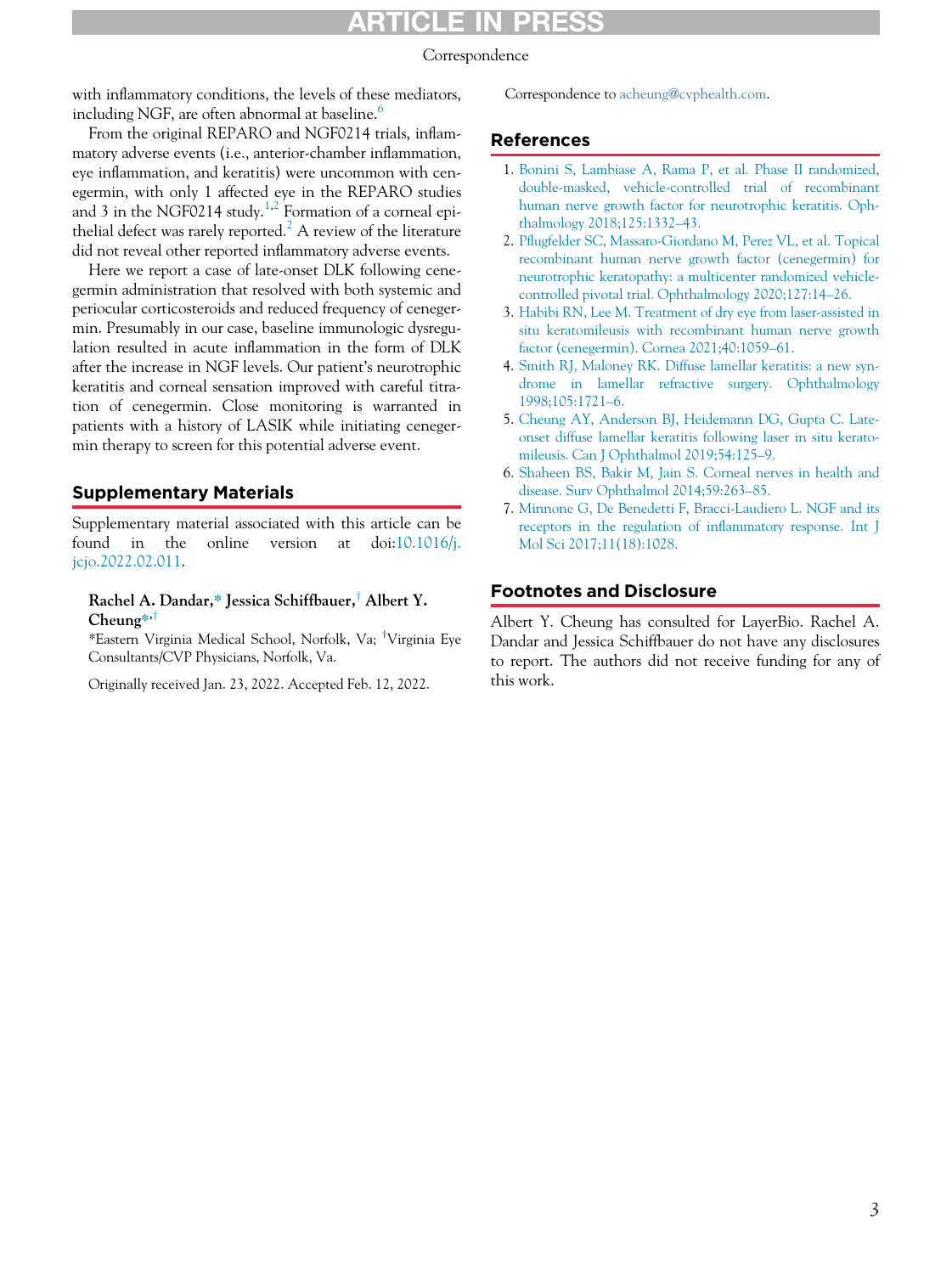with inflammatory conditions, the levels of these mediators, including NGF, are often abnormal at baseline.[6]

From the original REPARO and NGF0214 trials, inflammatory adverse events (i.e., anterior-chamber inflammation, eye inflammation, and keratitis) were uncommon with cenegermin, with only 1 affected eye in the REPARO studies and 3 in the NGF0214 study.[1,2] Formation of a corneal epithelial defect was rarely reported.[2] A review of the literature did not reveal other reported inflammatory adverse events.

Here we report a case of late-onset DLK following cenegermin administration that resolved with both systemic and periocular corticosteroids and reduced frequency of cenegermin. Presumably in our case, baseline immunologic dysregulation resulted in acute inflammation in the form of DLK after the increase in NGF levels. Our patient's neurotrophic keratitis and corneal sensation improved with careful titration of cenegermin. Close monitoring is warranted in patients with a history of LASIK while initiating cenegermin therapy to screen for this potential adverse event.

## Supplementary Materials

Supplementary material associated with this article can be found in the online version at doi:10.1016/j.jcjo.2022.02.011.

**Rachel A. Dandar,[*] Jessica Schiffbauer,[†] Albert Y. Cheung[*,†]**

[*]Eastern Virginia Medical School, Norfolk, Va; [†]Virginia Eye Consultants/CVP Physicians, Norfolk, Va.

Originally received Jan. 23, 2022. Accepted Feb. 12, 2022.

Correspondence to acheung@cvphealth.com.

## References

1. Bonini S, Lambiase A, Rama P, et al. Phase II randomized, double-masked, vehicle-controlled trial of recombinant human nerve growth factor for neurotrophic keratitis. Ophthalmology 2018;125:1332–43.
2. Pflugfelder SC, Massaro-Giordano M, Perez VL, et al. Topical recombinant human nerve growth factor (cenegermin) for neurotrophic keratopathy: a multicenter randomized vehicle-controlled pivotal trial. Ophthalmology 2020;127:14–26.
3. Habibi RN, Lee M. Treatment of dry eye from laser-assisted in situ keratomileusis with recombinant human nerve growth factor (cenegermin). Cornea 2021;40:1059–61.
4. Smith RJ, Maloney RK. Diffuse lamellar keratitis: a new syndrome in lamellar refractive surgery. Ophthalmology 1998;105:1721–6.
5. Cheung AY, Anderson BJ, Heidemann DG, Gupta C. Late-onset diffuse lamellar keratitis following laser in situ keratomileusis. Can J Ophthalmol 2019;54:125–9.
6. Shaheen BS, Bakir M, Jain S. Corneal nerves in health and disease. Surv Ophthalmol 2014;59:263–85.
7. Minnone G, De Benedetti F, Bracci-Laudiero L. NGF and its receptors in the regulation of inflammatory response. Int J Mol Sci 2017;11(18):1028.

## Footnotes and Disclosure

Albert Y. Cheung has consulted for LayerBio. Rachel A. Dandar and Jessica Schiffbauer do not have any disclosures to report. The authors did not receive funding for any of this work.